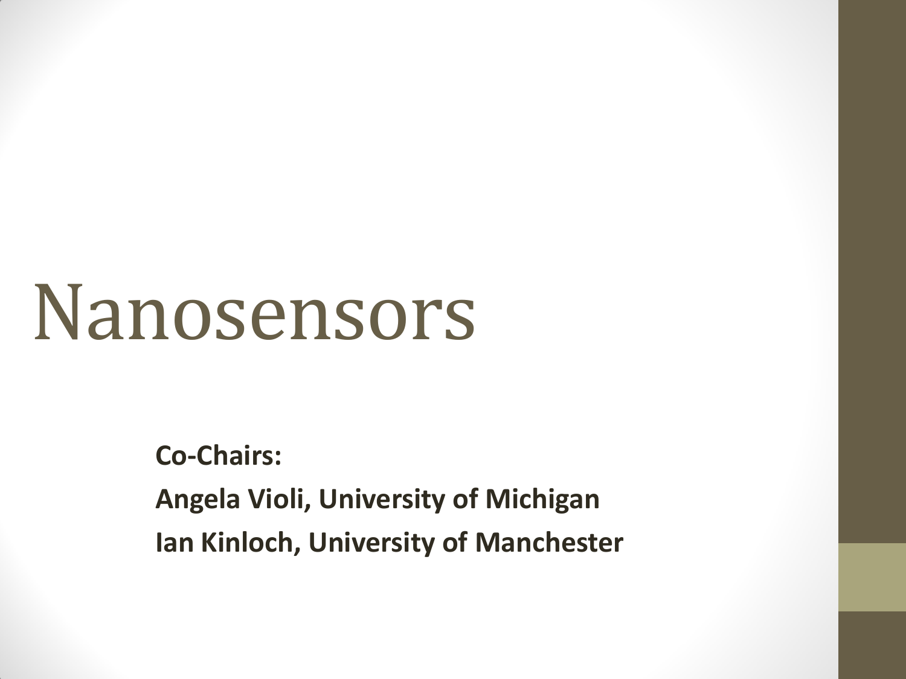# Nanosensors

**Co-Chairs:**

**Angela Violi, University of Michigan**

**Ian Kinloch, University of Manchester**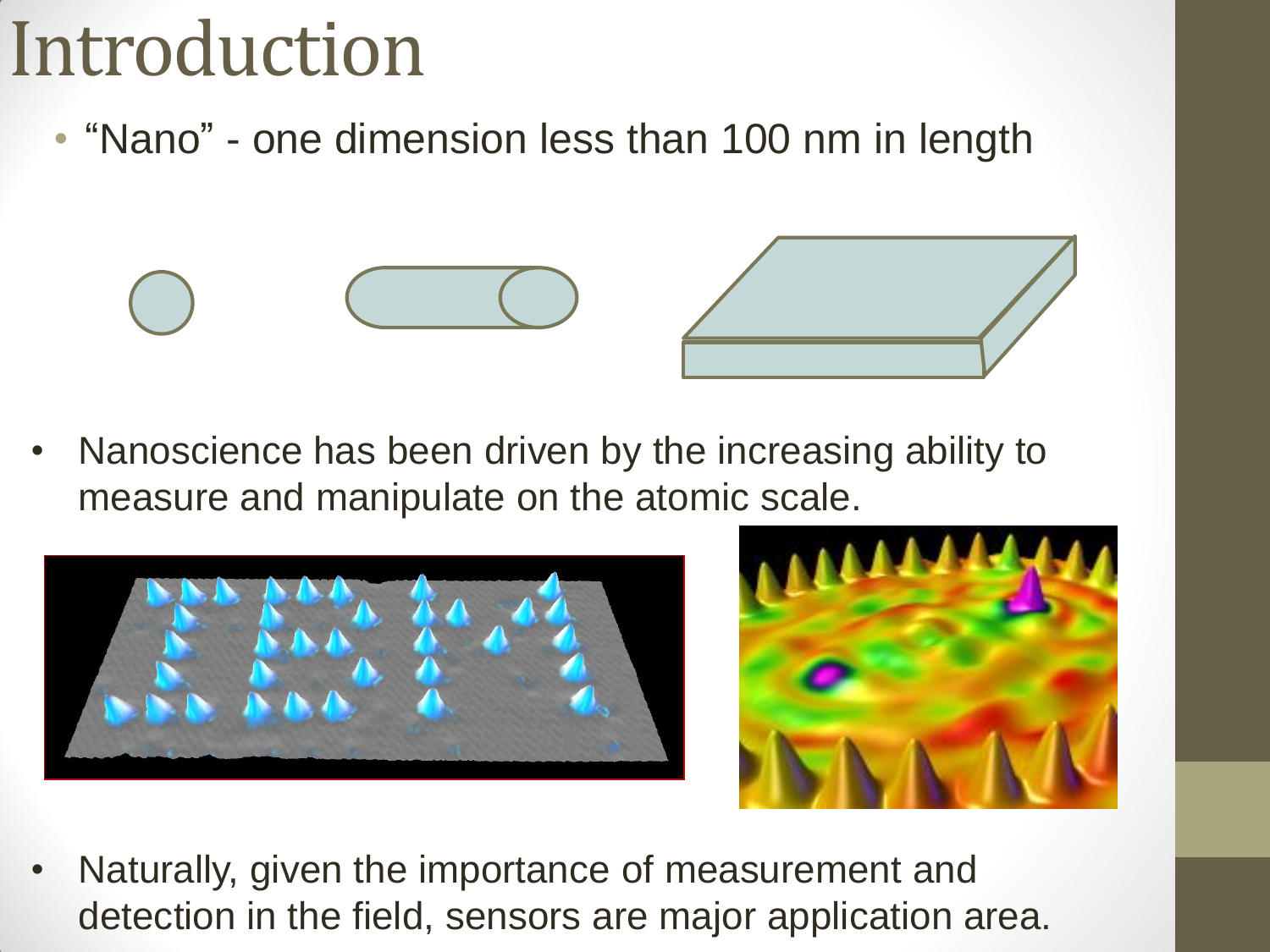# Introduction

- “Nano” - one dimension less than 100 nm in length

- Nanoscience has been driven by the increasing ability to measure and manipulate on the atomic scale.

- Naturally, given the importance of measurement and detection in the field, sensors are major application area.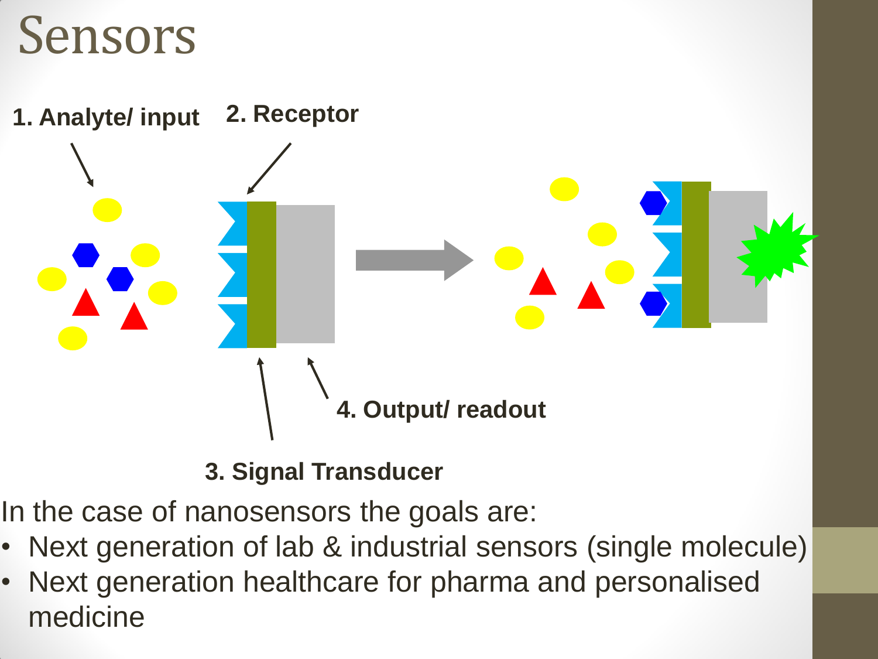# Sensors

1. Analyte/ input
2. Receptor
3. Signal Transducer
4. Output/ readout

In the case of nanosensors the goals are:

- Next generation of lab & industrial sensors (single molecule)
- Next generation healthcare for pharma and personalised medicine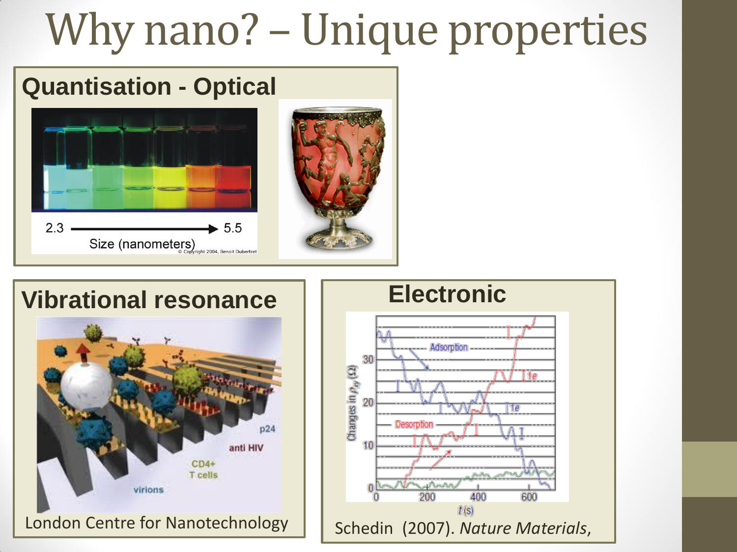# Why nano? – Unique properties

## Quantisation - Optical

2.3 → 5.5

Size (nanometers)

© Copyright 2004, Benoit Dubertret

## Vibrational resonance

p24

anti HIV

CD4+ T cells

virions

London Centre for Nanotechnology

## Electronic

Schedin (2007). *Nature Materials*,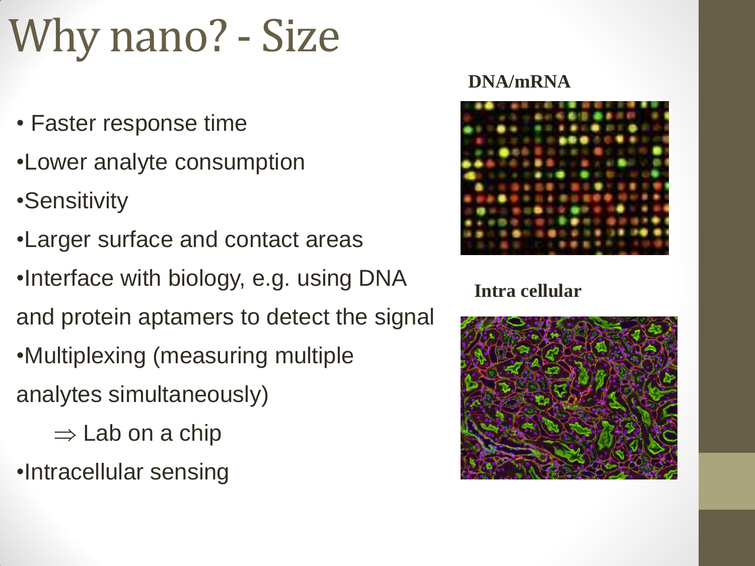# Why nano? - Size

- Faster response time
- Lower analyte consumption
- Sensitivity
- Larger surface and contact areas
- Interface with biology, e.g. using DNA and protein aptamers to detect the signal
- Multiplexing (measuring multiple analytes simultaneously)

  $\Rightarrow$ Lab on a chip
- Intracellular sensing

**DNA/mRNA**

**Intra cellular**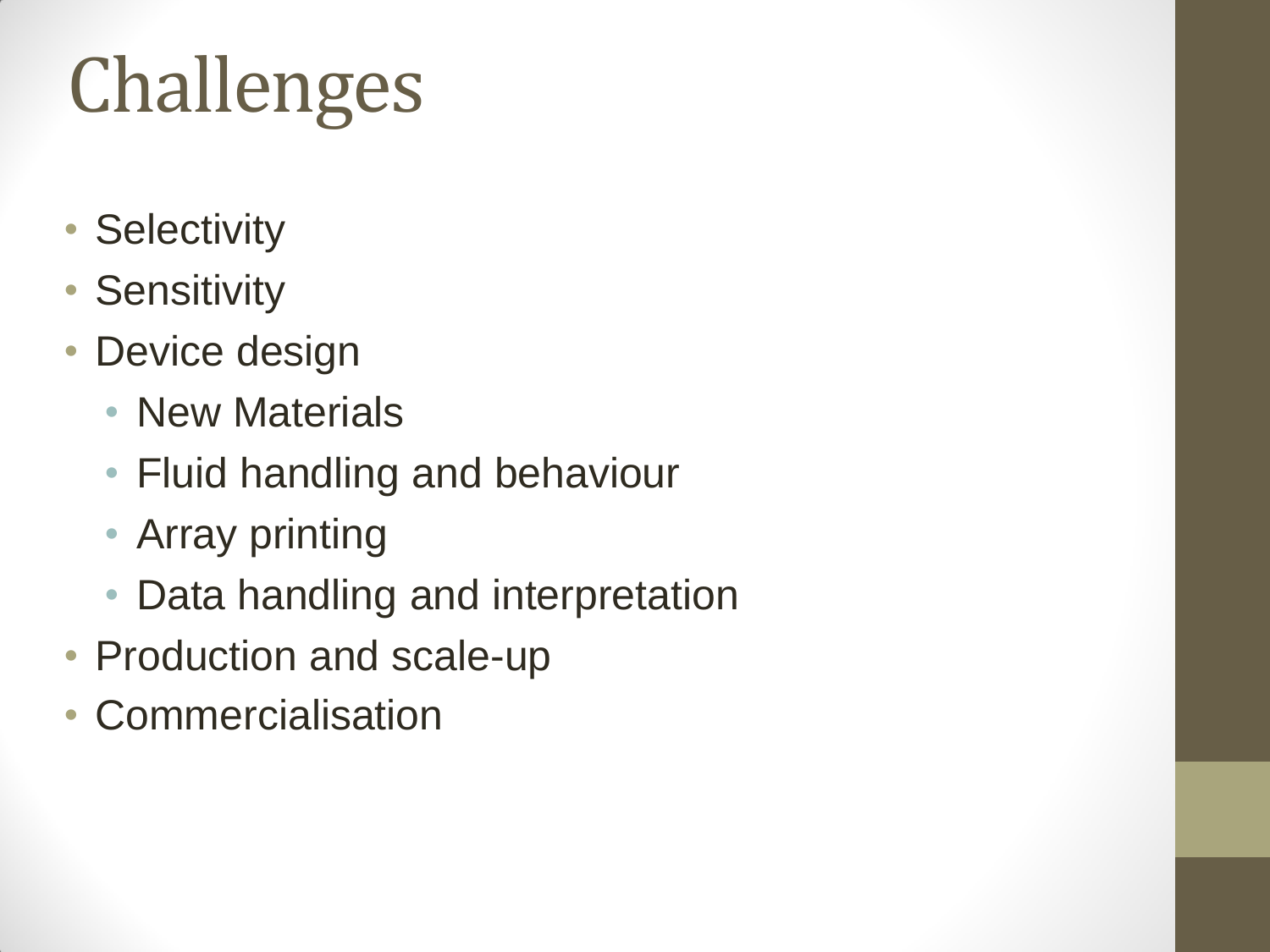# Challenges

- Selectivity
- Sensitivity
- Device design
  - New Materials
  - Fluid handling and behaviour
  - Array printing
  - Data handling and interpretation
- Production and scale-up
- Commercialisation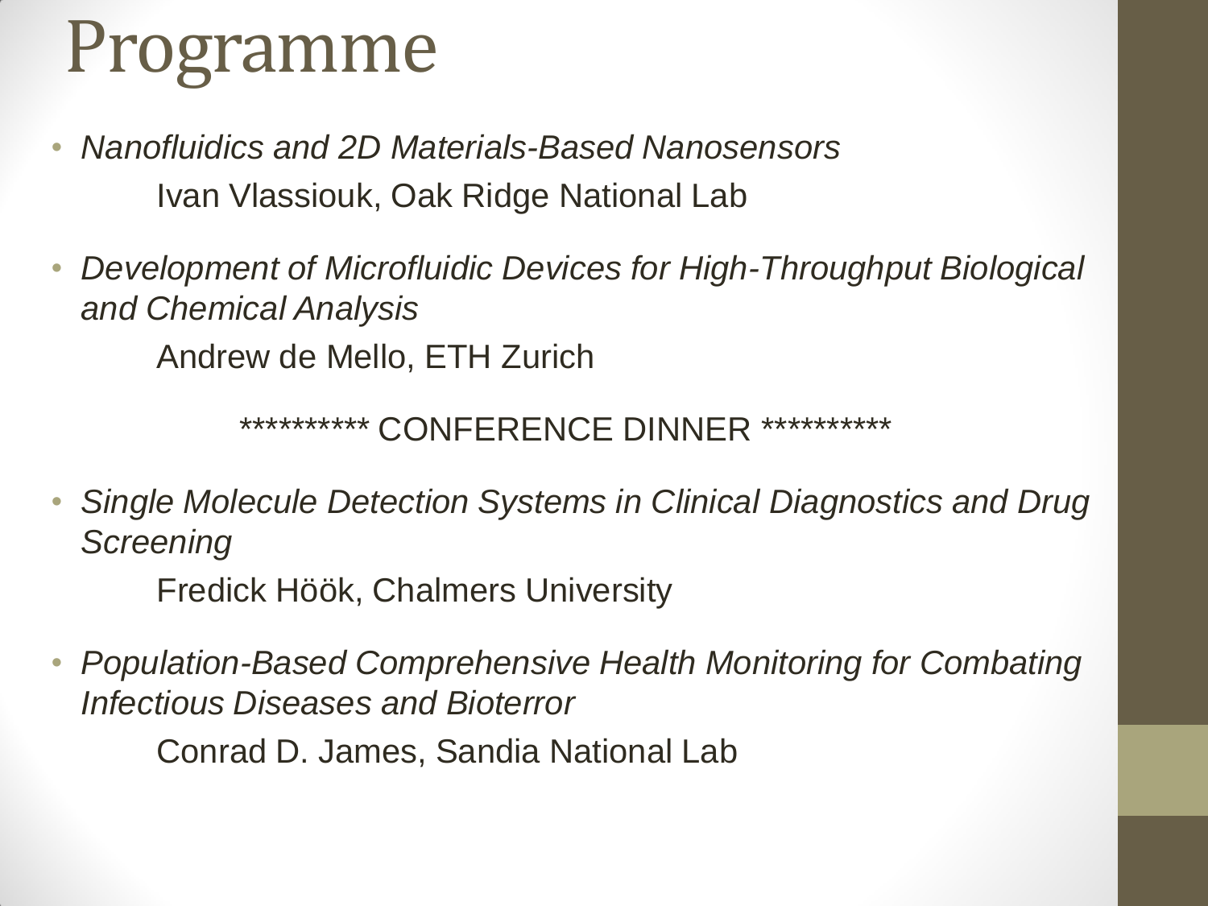# Programme

- *Nanofluidics and 2D Materials-Based Nanosensors*

  Ivan Vlassiouk, Oak Ridge National Lab

- *Development of Microfluidic Devices for High-Throughput Biological and Chemical Analysis*

  Andrew de Mello, ETH Zurich

********** CONFERENCE DINNER **********

- *Single Molecule Detection Systems in Clinical Diagnostics and Drug Screening*

  Fredick Höök, Chalmers University

- *Population-Based Comprehensive Health Monitoring for Combating Infectious Diseases and Bioterror*

  Conrad D. James, Sandia National Lab